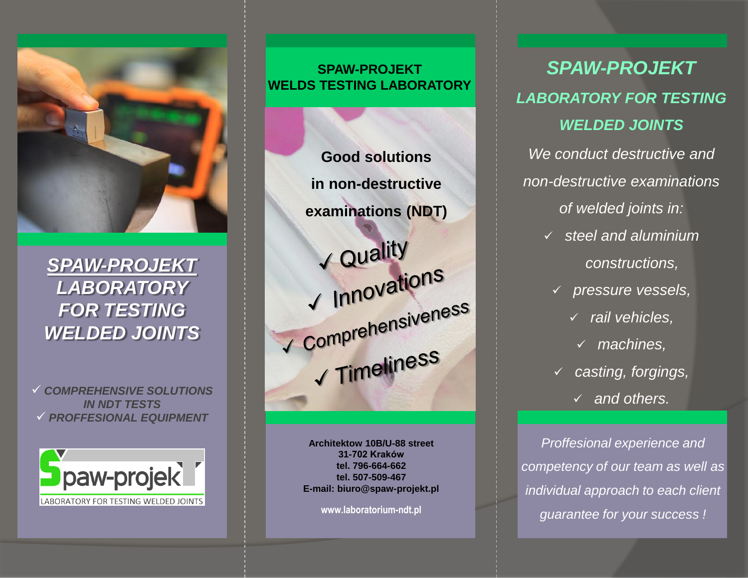# SPAW-PROJEKT LABORATORY FOR TESTING WELDED JOINTS

✓ COMPREHENSIVE SOLUTIONS IN NDT TESTS
✓ PROFFESIONAL EQUIPMENT

Spaw-projekT
LABORATORY FOR TESTING WELDED JOINTS

## SPAW-PROJEKT WELDS TESTING LABORATORY

**Good solutions in non-destructive examinations (NDT)**

- ✓ Quality
- ✓ Innovations
- ✓ Comprehensiveness
- ✓ Timeliness

**Architektow 10B/U-88 street**
**31-702 Kraków**
**tel. 796-664-662**
**tel. 507-509-467**
**E-mail: biuro@spaw-projekt.pl**

**www.laboratorium-ndt.pl**

## *SPAW-PROJEKT LABORATORY FOR TESTING WELDED JOINTS*

*We conduct destructive and non-destructive examinations of welded joints in:*

- ✓ *steel and aluminium constructions,*
- ✓ *pressure vessels,*
- ✓ *rail vehicles,*
- ✓ *machines,*
- ✓ *casting, forgings,*
- ✓ *and others.*

*Proffesional experience and competency of our team as well as individual approach to each client guarantee for your success !*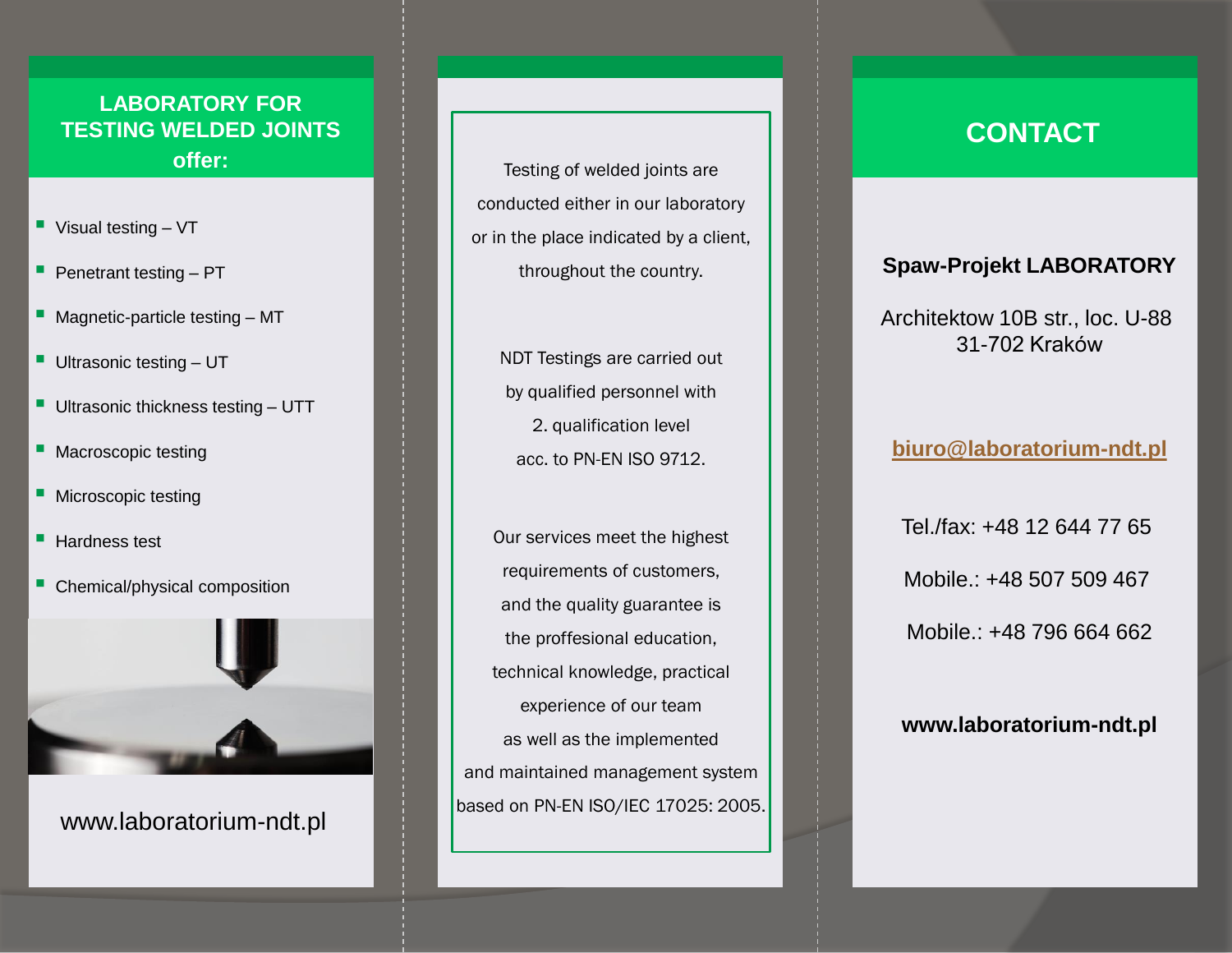## LABORATORY FOR TESTING WELDED JOINTS offer:

- Visual testing – VT
- Penetrant testing – PT
- Magnetic-particle testing – MT
- Ultrasonic testing – UT
- Ultrasonic thickness testing – UTT
- Macroscopic testing
- Microscopic testing
- Hardness test
- Chemical/physical composition

www.laboratorium-ndt.pl

Testing of welded joints are conducted either in our laboratory or in the place indicated by a client, throughout the country.

NDT Testings are carried out by qualified personnel with 2. qualification level acc. to PN-EN ISO 9712.

Our services meet the highest requirements of customers, and the quality guarantee is the proffesional education, technical knowledge, practical experience of our team as well as the implemented and maintained management system based on PN-EN ISO/IEC 17025: 2005.

## CONTACT

**Spaw-Projekt LABORATORY**

Architektow 10B str., loc. U-88
31-702 Kraków

**biuro@laboratorium-ndt.pl**

Tel./fax: +48 12 644 77 65

Mobile.: +48 507 509 467

Mobile.: +48 796 664 662

**www.laboratorium-ndt.pl**